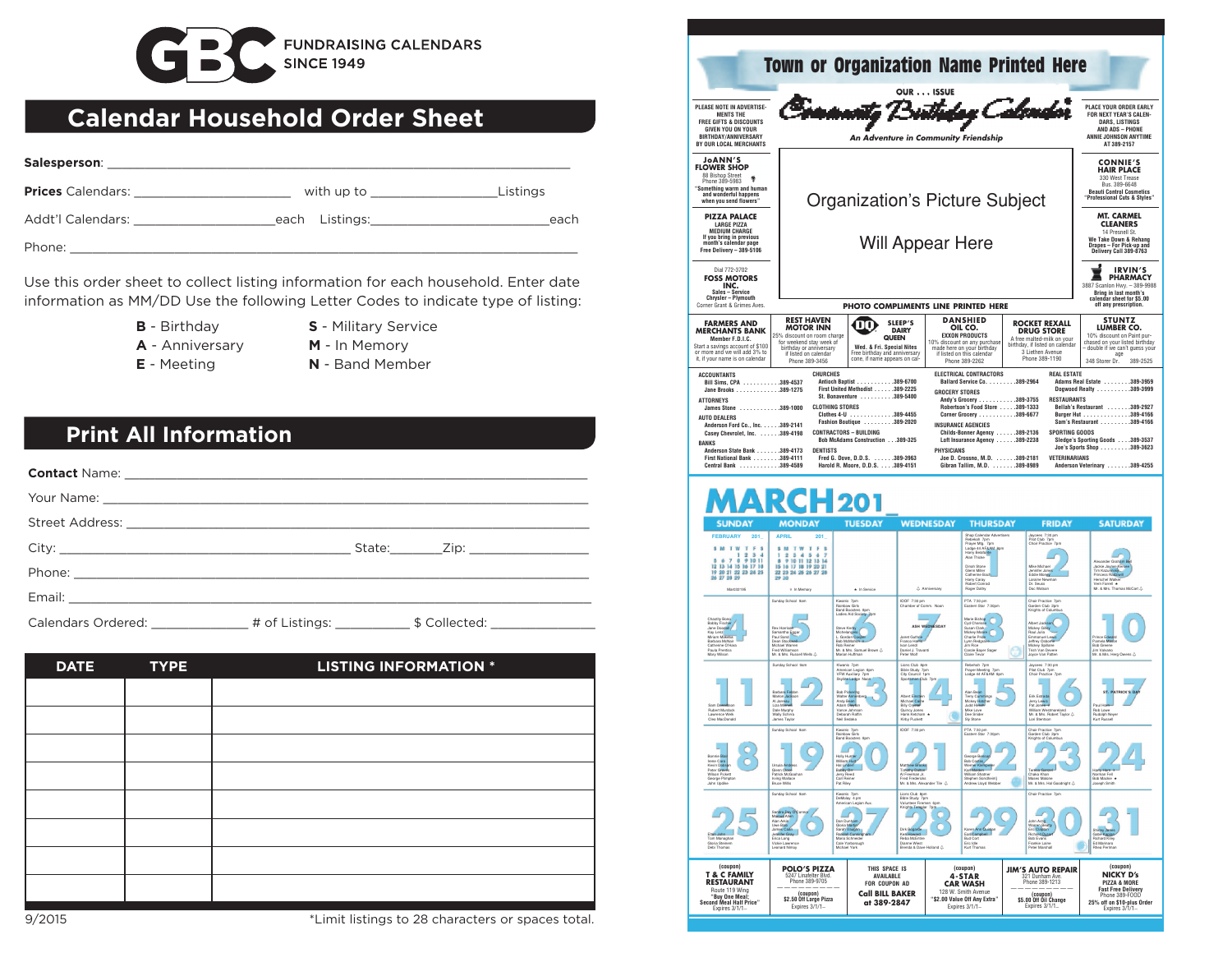GBC FUNDRAISING CALENDARS SINCE 1949

# Calendar Household Order Sheet

**Salesperson**: ___________________________________________

**Prices** Calendars: ____________________ with up to ________________Listings

Addt'l Calendars: ___________________each Listings:________________________each

Phone: ___________________________________________

Use this order sheet to collect listing information for each household. Enter date information as MM/DD Use the following Letter Codes to indicate type of listing:

- **B** - Birthday
- **A** - Anniversary
- **E** - Meeting
- **S** - Military Service
- **M** - In Memory
- **N** - Band Member

## Print All Information

**Contact** Name: ___________________________________________

Your Name: ___________________________________________

Street Address: ___________________________________________

City: ______________________________ State:________Zip: ______________

Phone: ___________________________________________

Email: ___________________________________________

Calendars Ordered: ______________ # of Listings: __________ $ Collected: ______________

| DATE | TYPE | LISTING INFORMATION * |
|---|---|---|
| | | |
| | | |
| | | |
| | | |
| | | |
| | | |
| | | |
| | | |

9/2015

*Limit listings to 28 characters or spaces total.

# Town or Organization Name Printed Here

OUR . . . ISSUE

Community Birthday Calendar

*An Adventure in Community Friendship*

Organization's Picture Subject Will Appear Here

PHOTO COMPLIMENTS LINE PRINTED HERE

# MARCH 201_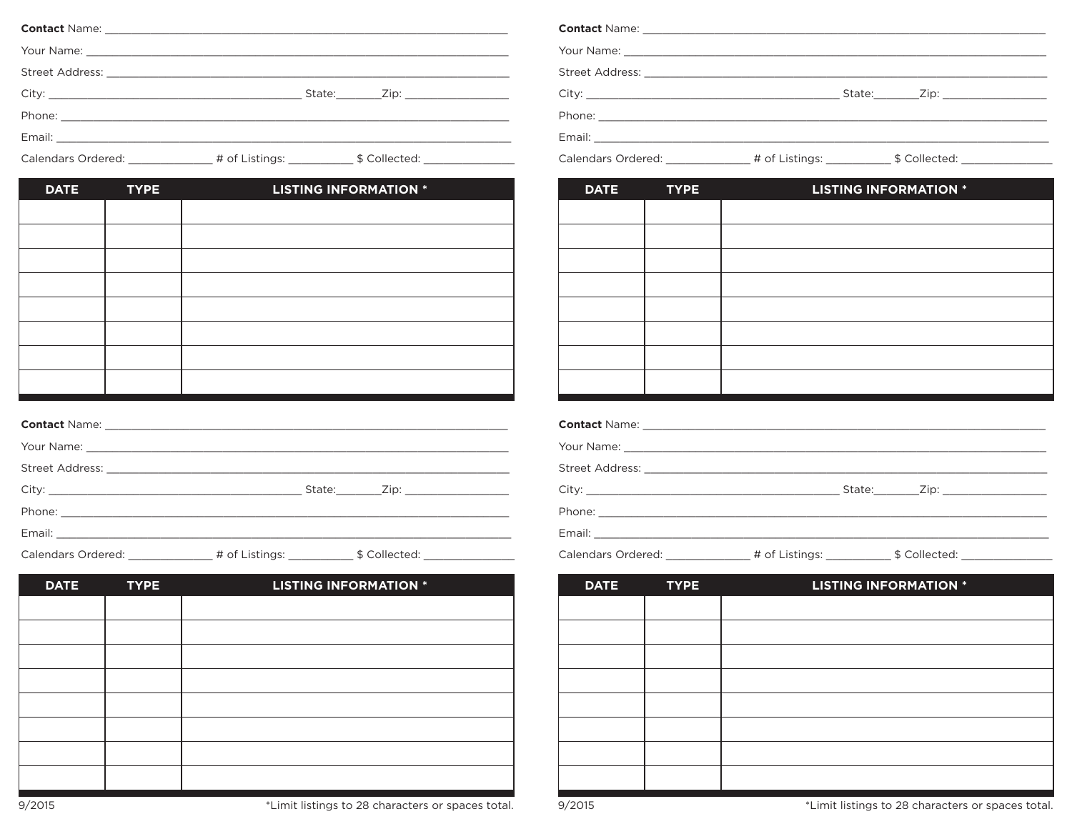**Contact** Name: ______________________________

Your Name: ______________________________

Street Address: ______________________________

City: ____________________ State:_______Zip: ______________

Phone: ______________________________

Email: ______________________________

Calendars Ordered: ____________ # of Listings: __________ $ Collected: ______________

| DATE | TYPE | LISTING INFORMATION * |
|---|---|---|
| | | |
| | | |
| | | |
| | | |
| | | |
| | | |
| | | |
| | | |

**Contact** Name: ______________________________

Your Name: ______________________________

Street Address: ______________________________

City: ____________________ State:_______Zip: ______________

Phone: ______________________________

Email: ______________________________

Calendars Ordered: ____________ # of Listings: __________ $ Collected: ______________

| DATE | TYPE | LISTING INFORMATION * |
|---|---|---|
| | | |
| | | |
| | | |
| | | |
| | | |
| | | |
| | | |
| | | |

**Contact** Name: ______________________________

Your Name: ______________________________

Street Address: ______________________________

City: ____________________ State:_______Zip: ______________

Phone: ______________________________

Email: ______________________________

Calendars Ordered: ____________ # of Listings: __________ $ Collected: ______________

| DATE | TYPE | LISTING INFORMATION * |
|---|---|---|
| | | |
| | | |
| | | |
| | | |
| | | |
| | | |
| | | |
| | | |

9/2015

*Limit listings to 28 characters or spaces total.

**Contact** Name: ______________________________

Your Name: ______________________________

Street Address: ______________________________

City: ____________________ State:_______Zip: ______________

Phone: ______________________________

Email: ______________________________

Calendars Ordered: ____________ # of Listings: __________ $ Collected: ______________

| DATE | TYPE | LISTING INFORMATION * |
|---|---|---|
| | | |
| | | |
| | | |
| | | |
| | | |
| | | |
| | | |
| | | |

9/2015

*Limit listings to 28 characters or spaces total.